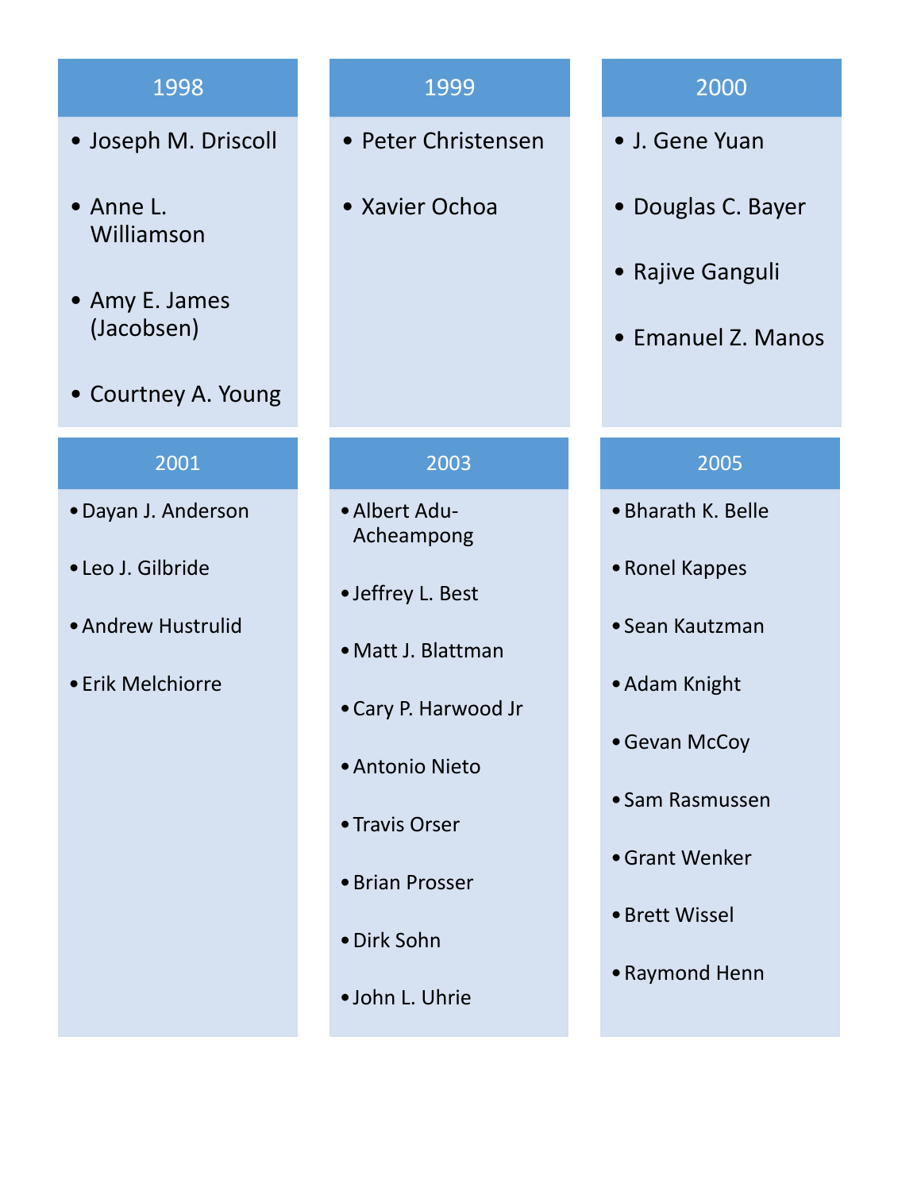## 1998

- Joseph M. Driscoll
- Anne L. Williamson
- Amy E. James (Jacobsen)
- Courtney A. Young

## 1999

- Peter Christensen
- Xavier Ochoa

## 2000

- J. Gene Yuan
- Douglas C. Bayer
- Rajive Ganguli
- Emanuel Z. Manos

## 2001

- Dayan J. Anderson
- Leo J. Gilbride
- Andrew Hustrulid
- Erik Melchiorre

## 2003

- Albert Adu-Acheampong
- Jeffrey L. Best
- Matt J. Blattman
- Cary P. Harwood Jr
- Antonio Nieto
- Travis Orser
- Brian Prosser
- Dirk Sohn
- John L. Uhrie

## 2005

- Bharath K. Belle
- Ronel Kappes
- Sean Kautzman
- Adam Knight
- Gevan McCoy
- Sam Rasmussen
- Grant Wenker
- Brett Wissel
- Raymond Henn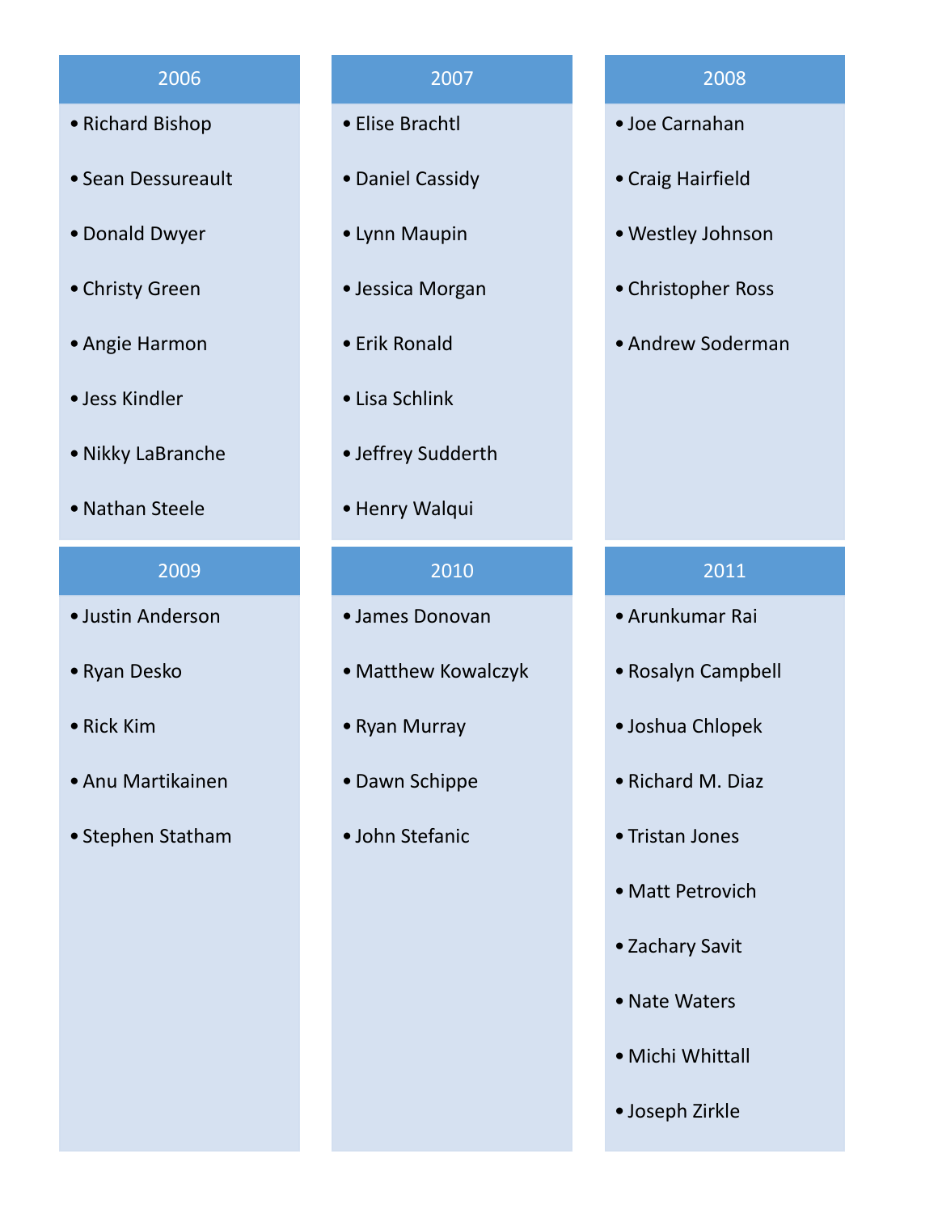## 2006

- Richard Bishop
- Sean Dessureault
- Donald Dwyer
- Christy Green
- Angie Harmon
- Jess Kindler
- Nikky LaBranche
- Nathan Steele

## 2007

- Elise Brachtl
- Daniel Cassidy
- Lynn Maupin
- Jessica Morgan
- Erik Ronald
- Lisa Schlink
- Jeffrey Sudderth
- Henry Walqui

## 2008

- Joe Carnahan
- Craig Hairfield
- Westley Johnson
- Christopher Ross
- Andrew Soderman

## 2009

- Justin Anderson
- Ryan Desko
- Rick Kim
- Anu Martikainen
- Stephen Statham

## 2010

- James Donovan
- Matthew Kowalczyk
- Ryan Murray
- Dawn Schippe
- John Stefanic

## 2011

- Arunkumar Rai
- Rosalyn Campbell
- Joshua Chlopek
- Richard M. Diaz
- Tristan Jones
- Matt Petrovich
- Zachary Savit
- Nate Waters
- Michi Whittall
- Joseph Zirkle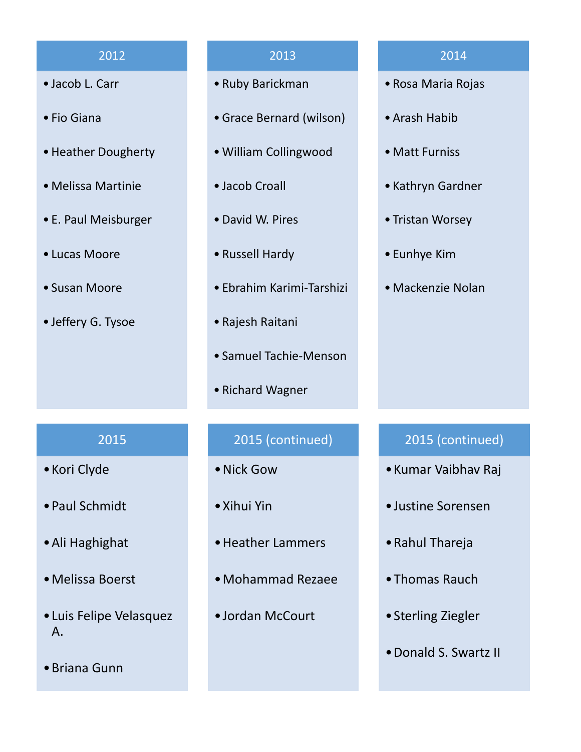## 2012

- Jacob L. Carr
- Fio Giana
- Heather Dougherty
- Melissa Martinie
- E. Paul Meisburger
- Lucas Moore
- Susan Moore
- Jeffery G. Tysoe

## 2013

- Ruby Barickman
- Grace Bernard (wilson)
- William Collingwood
- Jacob Croall
- David W. Pires
- Russell Hardy
- Ebrahim Karimi-Tarshizi
- Rajesh Raitani
- Samuel Tachie-Menson
- Richard Wagner

## 2014

- Rosa Maria Rojas
- Arash Habib
- Matt Furniss
- Kathryn Gardner
- Tristan Worsey
- Eunhye Kim
- Mackenzie Nolan

## 2015

- Kori Clyde
- Paul Schmidt
- Ali Haghighat
- Melissa Boerst
- Luis Felipe Velasquez A.
- Briana Gunn

## 2015 (continued)

- Nick Gow
- Xihui Yin
- Heather Lammers
- Mohammad Rezaee
- Jordan McCourt

## 2015 (continued)

- Kumar Vaibhav Raj
- Justine Sorensen
- Rahul Thareja
- Thomas Rauch
- Sterling Ziegler
- Donald S. Swartz II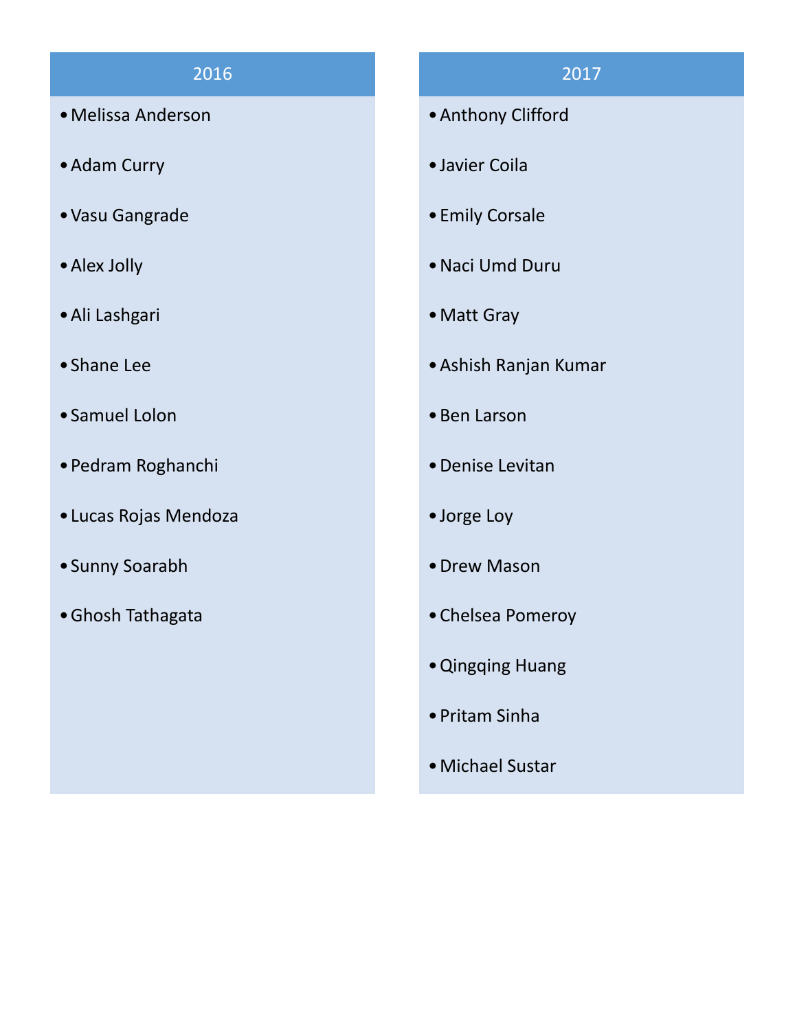## 2016

- Melissa Anderson
- Adam Curry
- Vasu Gangrade
- Alex Jolly
- Ali Lashgari
- Shane Lee
- Samuel Lolon
- Pedram Roghanchi
- Lucas Rojas Mendoza
- Sunny Soarabh
- Ghosh Tathagata

## 2017

- Anthony Clifford
- Javier Coila
- Emily Corsale
- Naci Umd Duru
- Matt Gray
- Ashish Ranjan Kumar
- Ben Larson
- Denise Levitan
- Jorge Loy
- Drew Mason
- Chelsea Pomeroy
- Qingqing Huang
- Pritam Sinha
- Michael Sustar